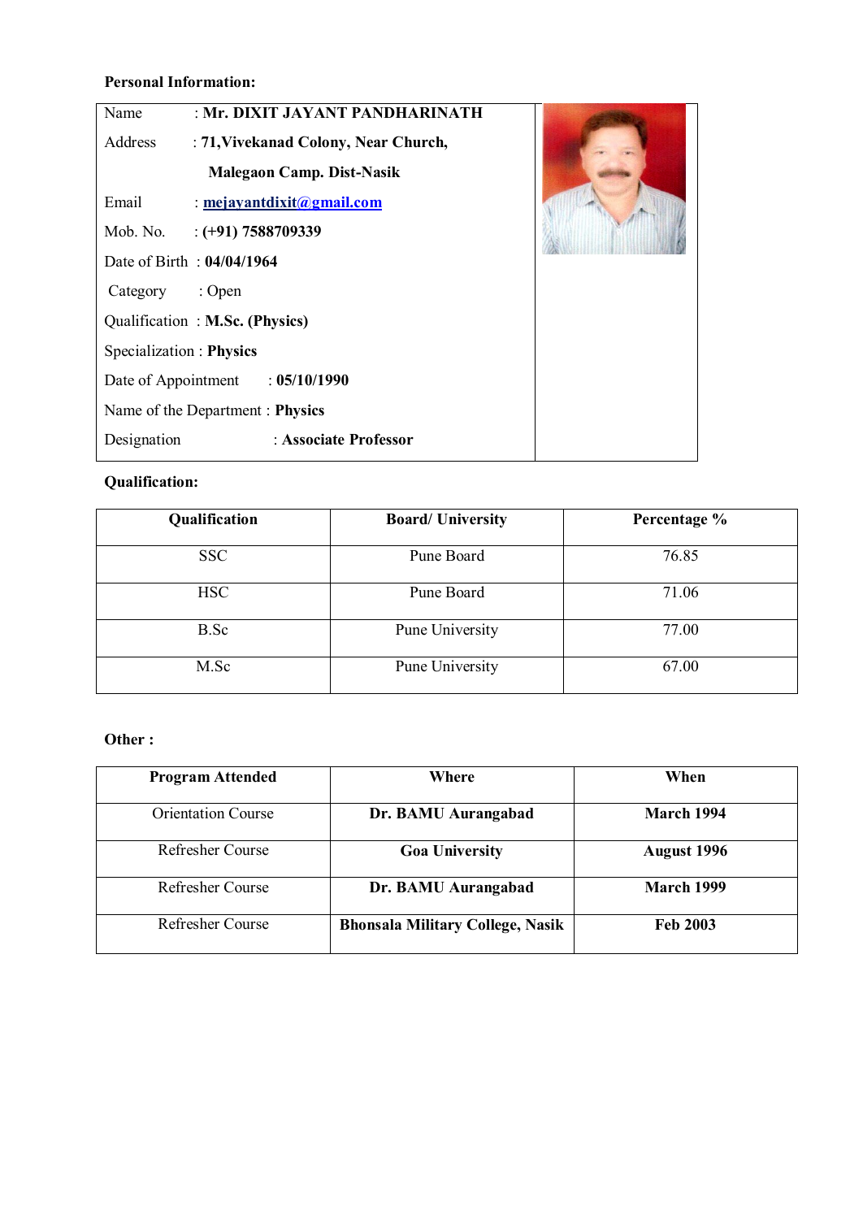**Personal Information:**

| | |
|---|---|
| Name | : **Mr. DIXIT JAYANT PANDHARINATH** |
| Address | : **71,Vivekanad Colony, Near Church, Malegaon Camp. Dist-Nasik** |
| Email | : **mejayantdixit@gmail.com** |
| Mob. No. | : **(+91) 7588709339** |
| Date of Birth | : **04/04/1964** |
| Category | : Open |
| Qualification | : **M.Sc. (Physics)** |
| Specialization | : **Physics** |
| Date of Appointment | : **05/10/1990** |
| Name of the Department | : **Physics** |
| Designation | : **Associate Professor** |

**Qualification:**

| Qualification | Board/ University | Percentage % |
|---|---|---|
| SSC | Pune Board | 76.85 |
| HSC | Pune Board | 71.06 |
| B.Sc | Pune University | 77.00 |
| M.Sc | Pune University | 67.00 |

**Other :**

| Program Attended | Where | When |
|---|---|---|
| Orientation Course | **Dr. BAMU Aurangabad** | **March 1994** |
| Refresher Course | **Goa University** | **August 1996** |
| Refresher Course | **Dr. BAMU Aurangabad** | **March 1999** |
| Refresher Course | **Bhonsala Military College, Nasik** | **Feb 2003** |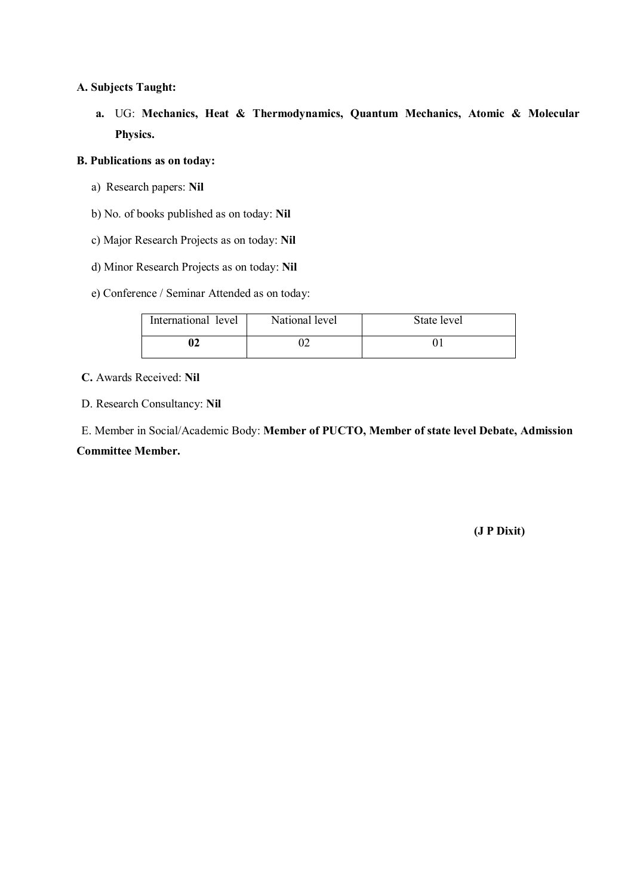**A. Subjects Taught:**

a. UG: **Mechanics, Heat & Thermodynamics, Quantum Mechanics, Atomic & Molecular Physics.**

**B. Publications as on today:**

a) Research papers: **Nil**

b) No. of books published as on today: **Nil**

c) Major Research Projects as on today: **Nil**

d) Minor Research Projects as on today: **Nil**

e) Conference / Seminar Attended as on today:

| International level | National level | State level |
|---|---|---|
| **02** | 02 | 01 |

**C.** Awards Received: **Nil**

D. Research Consultancy: **Nil**

E. Member in Social/Academic Body: **Member of PUCTO, Member of state level Debate, Admission Committee Member.**

**(J P Dixit)**